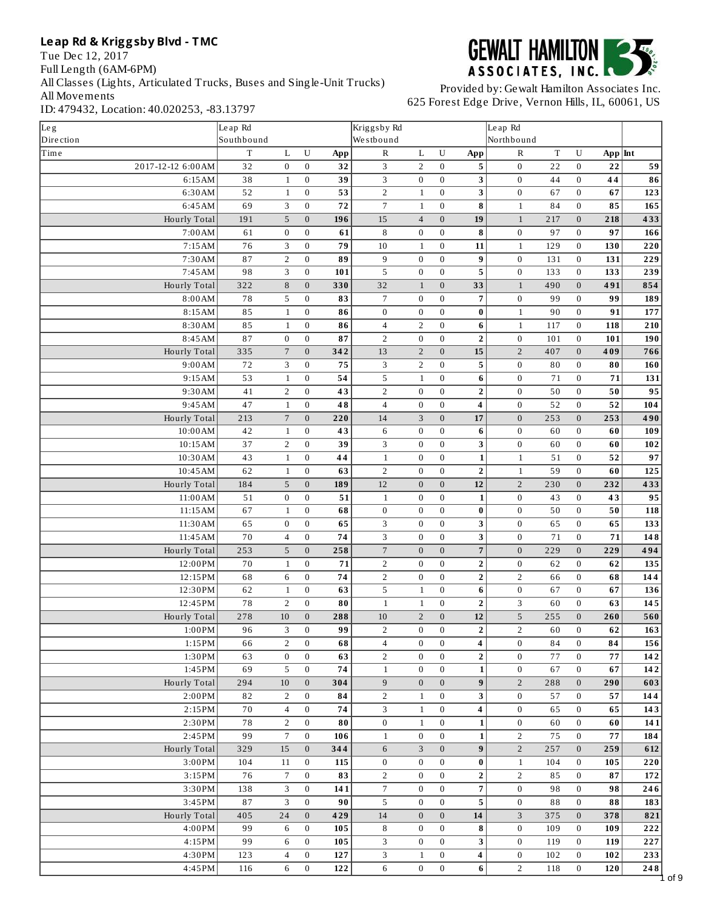**Leap Rd & Kriggsby Blvd - TMC**

Tue Dec 12, 2017
Full Length (6AM-6PM)
All Classes (Lights, Articulated Trucks, Buses and Single-Unit Trucks)
All Movements
ID: 479432, Location: 40.020253, -83.13797

**GEWALT HAMILTON ASSOCIATES, INC.**

Provided by: Gewalt Hamilton Associates Inc.
625 Forest Edge Drive, Vernon Hills, IL, 60061, US

| Leg | Leap Rd | | | | Kriggsby Rd | | | | Leap Rd | | | | |
|---|---|---|---|---|---|---|---|---|---|---|---|---|---|
| Direction | Southbound | | | | Westbound | | | | Northbound | | | | |
| Time | T | L | U | App | R | L | U | App | R | T | U | App | Int |
| 2017-12-12 6:00AM | 32 | 0 | 0 | **32** | 3 | 2 | 0 | **5** | 0 | 22 | 0 | **22** | **59** |
| 6:15AM | 38 | 1 | 0 | **39** | 3 | 0 | 0 | **3** | 0 | 44 | 0 | **44** | **86** |
| 6:30AM | 52 | 1 | 0 | **53** | 2 | 1 | 0 | **3** | 0 | 67 | 0 | **67** | **123** |
| 6:45AM | 69 | 3 | 0 | **72** | 7 | 1 | 0 | **8** | 1 | 84 | 0 | **85** | **165** |
| Hourly Total | 191 | 5 | 0 | **196** | 15 | 4 | 0 | **19** | 1 | 217 | 0 | **218** | **433** |
| 7:00AM | 61 | 0 | 0 | **61** | 8 | 0 | 0 | **8** | 0 | 97 | 0 | **97** | **166** |
| 7:15AM | 76 | 3 | 0 | **79** | 10 | 1 | 0 | **11** | 1 | 129 | 0 | **130** | **220** |
| 7:30AM | 87 | 2 | 0 | **89** | 9 | 0 | 0 | **9** | 0 | 131 | 0 | **131** | **229** |
| 7:45AM | 98 | 3 | 0 | **101** | 5 | 0 | 0 | **5** | 0 | 133 | 0 | **133** | **239** |
| Hourly Total | 322 | 8 | 0 | **330** | 32 | 1 | 0 | **33** | 1 | 490 | 0 | **491** | **854** |
| 8:00AM | 78 | 5 | 0 | **83** | 7 | 0 | 0 | **7** | 0 | 99 | 0 | **99** | **189** |
| 8:15AM | 85 | 1 | 0 | **86** | 0 | 0 | 0 | **0** | 1 | 90 | 0 | **91** | **177** |
| 8:30AM | 85 | 1 | 0 | **86** | 4 | 2 | 0 | **6** | 1 | 117 | 0 | **118** | **210** |
| 8:45AM | 87 | 0 | 0 | **87** | 2 | 0 | 0 | **2** | 0 | 101 | 0 | **101** | **190** |
| Hourly Total | 335 | 7 | 0 | **342** | 13 | 2 | 0 | **15** | 2 | 407 | 0 | **409** | **766** |
| 9:00AM | 72 | 3 | 0 | **75** | 3 | 2 | 0 | **5** | 0 | 80 | 0 | **80** | **160** |
| 9:15AM | 53 | 1 | 0 | **54** | 5 | 1 | 0 | **6** | 0 | 71 | 0 | **71** | **131** |
| 9:30AM | 41 | 2 | 0 | **43** | 2 | 0 | 0 | **2** | 0 | 50 | 0 | **50** | **95** |
| 9:45AM | 47 | 1 | 0 | **48** | 4 | 0 | 0 | **4** | 0 | 52 | 0 | **52** | **104** |
| Hourly Total | 213 | 7 | 0 | **220** | 14 | 3 | 0 | **17** | 0 | 253 | 0 | **253** | **490** |
| 10:00AM | 42 | 1 | 0 | **43** | 6 | 0 | 0 | **6** | 0 | 60 | 0 | **60** | **109** |
| 10:15AM | 37 | 2 | 0 | **39** | 3 | 0 | 0 | **3** | 0 | 60 | 0 | **60** | **102** |
| 10:30AM | 43 | 1 | 0 | **44** | 1 | 0 | 0 | **1** | 1 | 51 | 0 | **52** | **97** |
| 10:45AM | 62 | 1 | 0 | **63** | 2 | 0 | 0 | **2** | 1 | 59 | 0 | **60** | **125** |
| Hourly Total | 184 | 5 | 0 | **189** | 12 | 0 | 0 | **12** | 2 | 230 | 0 | **232** | **433** |
| 11:00AM | 51 | 0 | 0 | **51** | 1 | 0 | 0 | **1** | 0 | 43 | 0 | **43** | **95** |
| 11:15AM | 67 | 1 | 0 | **68** | 0 | 0 | 0 | **0** | 0 | 50 | 0 | **50** | **118** |
| 11:30AM | 65 | 0 | 0 | **65** | 3 | 0 | 0 | **3** | 0 | 65 | 0 | **65** | **133** |
| 11:45AM | 70 | 4 | 0 | **74** | 3 | 0 | 0 | **3** | 0 | 71 | 0 | **71** | **148** |
| Hourly Total | 253 | 5 | 0 | **258** | 7 | 0 | 0 | **7** | 0 | 229 | 0 | **229** | **494** |
| 12:00PM | 70 | 1 | 0 | **71** | 2 | 0 | 0 | **2** | 0 | 62 | 0 | **62** | **135** |
| 12:15PM | 68 | 6 | 0 | **74** | 2 | 0 | 0 | **2** | 2 | 66 | 0 | **68** | **144** |
| 12:30PM | 62 | 1 | 0 | **63** | 5 | 1 | 0 | **6** | 0 | 67 | 0 | **67** | **136** |
| 12:45PM | 78 | 2 | 0 | **80** | 1 | 1 | 0 | **2** | 3 | 60 | 0 | **63** | **145** |
| Hourly Total | 278 | 10 | 0 | **288** | 10 | 2 | 0 | **12** | 5 | 255 | 0 | **260** | **560** |
| 1:00PM | 96 | 3 | 0 | **99** | 2 | 0 | 0 | **2** | 2 | 60 | 0 | **62** | **163** |
| 1:15PM | 66 | 2 | 0 | **68** | 4 | 0 | 0 | **4** | 0 | 84 | 0 | **84** | **156** |
| 1:30PM | 63 | 0 | 0 | **63** | 2 | 0 | 0 | **2** | 0 | 77 | 0 | **77** | **142** |
| 1:45PM | 69 | 5 | 0 | **74** | 1 | 0 | 0 | **1** | 0 | 67 | 0 | **67** | **142** |
| Hourly Total | 294 | 10 | 0 | **304** | 9 | 0 | 0 | **9** | 2 | 288 | 0 | **290** | **603** |
| 2:00PM | 82 | 2 | 0 | **84** | 2 | 1 | 0 | **3** | 0 | 57 | 0 | **57** | **144** |
| 2:15PM | 70 | 4 | 0 | **74** | 3 | 1 | 0 | **4** | 0 | 65 | 0 | **65** | **143** |
| 2:30PM | 78 | 2 | 0 | **80** | 0 | 1 | 0 | **1** | 0 | 60 | 0 | **60** | **141** |
| 2:45PM | 99 | 7 | 0 | **106** | 1 | 0 | 0 | **1** | 2 | 75 | 0 | **77** | **184** |
| Hourly Total | 329 | 15 | 0 | **344** | 6 | 3 | 0 | **9** | 2 | 257 | 0 | **259** | **612** |
| 3:00PM | 104 | 11 | 0 | **115** | 0 | 0 | 0 | **0** | 1 | 104 | 0 | **105** | **220** |
| 3:15PM | 76 | 7 | 0 | **83** | 2 | 0 | 0 | **2** | 2 | 85 | 0 | **87** | **172** |
| 3:30PM | 138 | 3 | 0 | **141** | 7 | 0 | 0 | **7** | 0 | 98 | 0 | **98** | **246** |
| 3:45PM | 87 | 3 | 0 | **90** | 5 | 0 | 0 | **5** | 0 | 88 | 0 | **88** | **183** |
| Hourly Total | 405 | 24 | 0 | **429** | 14 | 0 | 0 | **14** | 3 | 375 | 0 | **378** | **821** |
| 4:00PM | 99 | 6 | 0 | **105** | 8 | 0 | 0 | **8** | 0 | 109 | 0 | **109** | **222** |
| 4:15PM | 99 | 6 | 0 | **105** | 3 | 0 | 0 | **3** | 0 | 119 | 0 | **119** | **227** |
| 4:30PM | 123 | 4 | 0 | **127** | 3 | 1 | 0 | **4** | 0 | 102 | 0 | **102** | **233** |
| 4:45PM | 116 | 6 | 0 | **122** | 6 | 0 | 0 | **6** | 2 | 118 | 0 | **120** | **248** |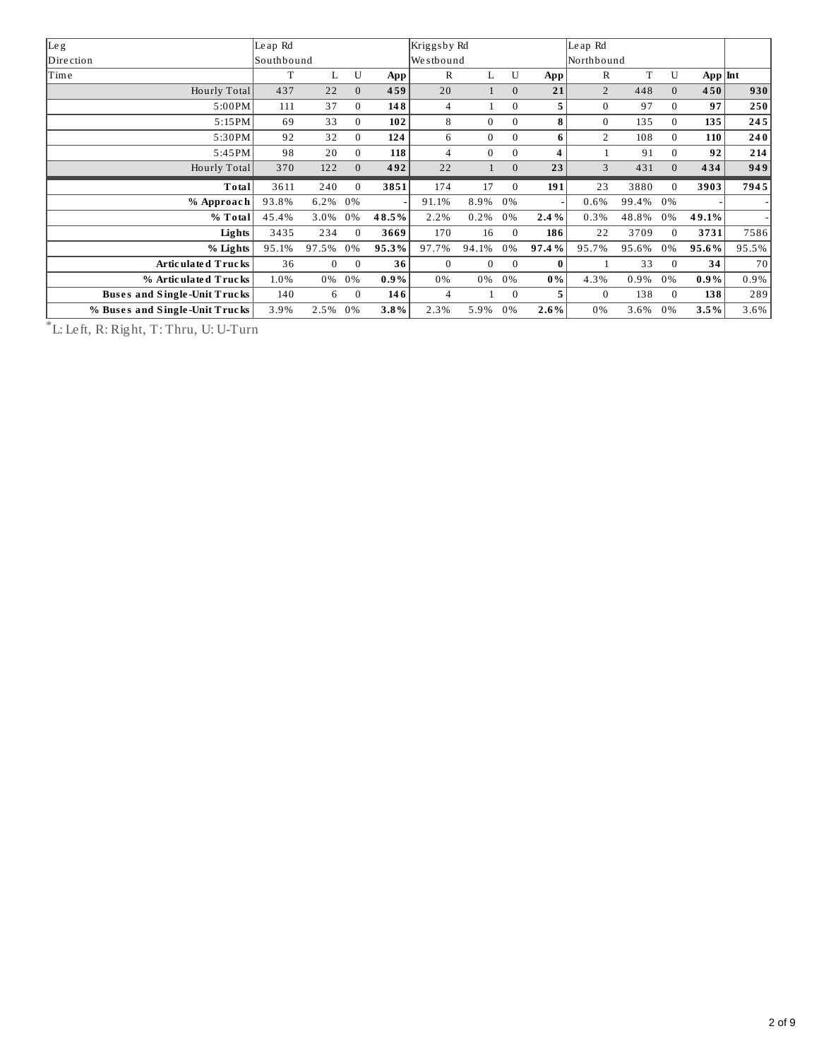| Leg | Leap Rd | | | | Kriggsby Rd | | | | Leap Rd | | | | |
|---|---|---|---|---|---|---|---|---|---|---|---|---|---|
| Direction | Southbound | | | | Westbound | | | | Northbound | | | | |
| Time | T | L | U | App | R | L | U | App | R | T | U | App | Int |
| Hourly Total | 437 | 22 | 0 | **459** | 20 | 1 | 0 | **21** | 2 | 448 | 0 | **450** | **930** |
| 5:00PM | 111 | 37 | 0 | **148** | 4 | 1 | 0 | **5** | 0 | 97 | 0 | **97** | **250** |
| 5:15PM | 69 | 33 | 0 | **102** | 8 | 0 | 0 | **8** | 0 | 135 | 0 | **135** | **245** |
| 5:30PM | 92 | 32 | 0 | **124** | 6 | 0 | 0 | **6** | 2 | 108 | 0 | **110** | **240** |
| 5:45PM | 98 | 20 | 0 | **118** | 4 | 0 | 0 | **4** | 1 | 91 | 0 | **92** | **214** |
| Hourly Total | 370 | 122 | 0 | **492** | 22 | 1 | 0 | **23** | 3 | 431 | 0 | **434** | **949** |
| **Total** | 3611 | 240 | 0 | **3851** | 174 | 17 | 0 | **191** | 23 | 3880 | 0 | **3903** | **7945** |
| **% Approach** | 93.8% | 6.2% | 0% | - | 91.1% | 8.9% | 0% | - | 0.6% | 99.4% | 0% | - | - |
| **% Total** | 45.4% | 3.0% | 0% | **48.5%** | 2.2% | 0.2% | 0% | **2.4%** | 0.3% | 48.8% | 0% | **49.1%** | - |
| **Lights** | 3435 | 234 | 0 | **3669** | 170 | 16 | 0 | **186** | 22 | 3709 | 0 | **3731** | 7586 |
| **% Lights** | 95.1% | 97.5% | 0% | **95.3%** | 97.7% | 94.1% | 0% | **97.4%** | 95.7% | 95.6% | 0% | **95.6%** | 95.5% |
| **Articulated Trucks** | 36 | 0 | 0 | **36** | 0 | 0 | 0 | **0** | 1 | 33 | 0 | **34** | 70 |
| **% Articulated Trucks** | 1.0% | 0% | 0% | **0.9%** | 0% | 0% | 0% | **0%** | 4.3% | 0.9% | 0% | **0.9%** | 0.9% |
| **Buses and Single-Unit Trucks** | 140 | 6 | 0 | **146** | 4 | 1 | 0 | **5** | 0 | 138 | 0 | **138** | 289 |
| **% Buses and Single-Unit Trucks** | 3.9% | 2.5% | 0% | **3.8%** | 2.3% | 5.9% | 0% | **2.6%** | 0% | 3.6% | 0% | **3.5%** | 3.6% |

*L: Left, R: Right, T: Thru, U: U-Turn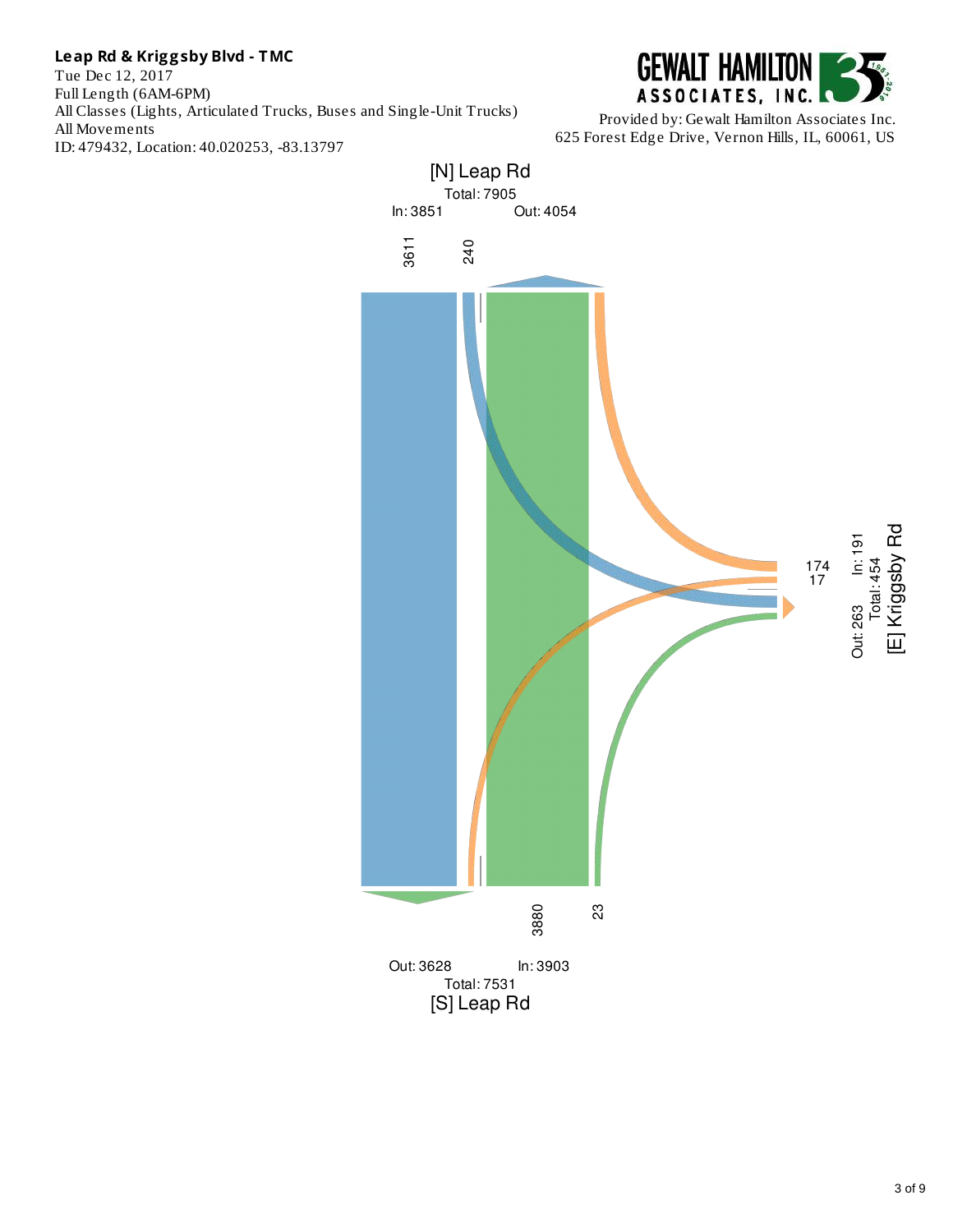**Leap Rd & Kriggsby Blvd - TMC**

Tue Dec 12, 2017
Full Length (6AM-6PM)
All Classes (Lights, Articulated Trucks, Buses and Single-Unit Trucks)
All Movements
ID: 479432, Location: 40.020253, -83.13797

GEWALT HAMILTON ASSOCIATES, INC.

Provided by: Gewalt Hamilton Associates Inc.
625 Forest Edge Drive, Vernon Hills, IL, 60061, US

[N] Leap Rd
Total: 7905
In: 3851 Out: 4054

3611 240

174
17

In: 191
Total: 454
Out: 263
[E] Kriggsby Rd

3880 23

Out: 3628 In: 3903
Total: 7531
[S] Leap Rd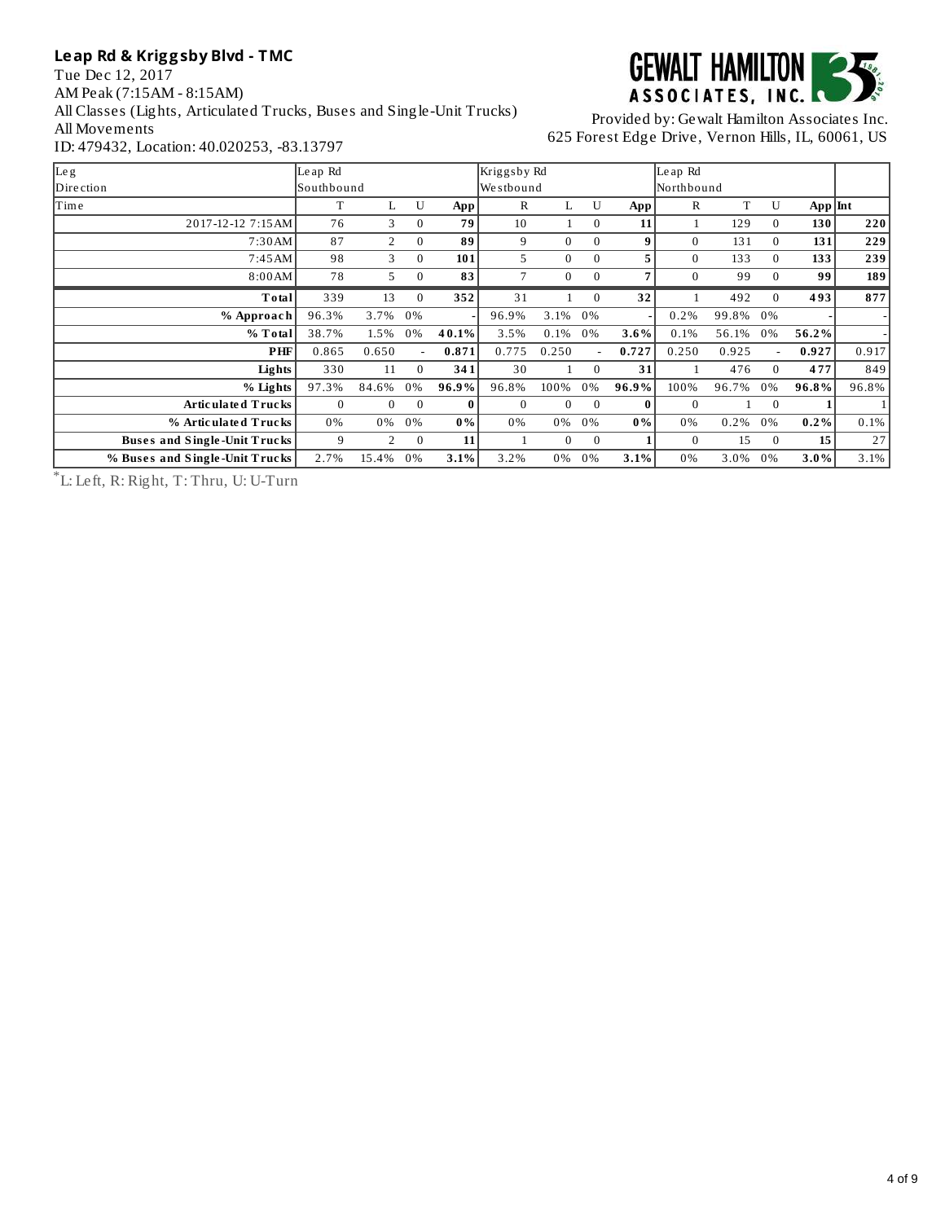**Leap Rd & Kriggsby Blvd - TMC**

Tue Dec 12, 2017
AM Peak (7:15AM - 8:15AM)
All Classes (Lights, Articulated Trucks, Buses and Single-Unit Trucks)
All Movements
ID: 479432, Location: 40.020253, -83.13797

GEWALT HAMILTON ASSOCIATES, INC.

Provided by: Gewalt Hamilton Associates Inc.
625 Forest Edge Drive, Vernon Hills, IL, 60061, US

| Leg | Leap Rd | | | | Kriggsby Rd | | | | Leap Rd | | | | |
|---|---|---|---|---|---|---|---|---|---|---|---|---|---|
| Direction | Southbound | | | | Westbound | | | | Northbound | | | | |
| Time | T | L | U | App | R | L | U | App | R | T | U | App | Int |
| 2017-12-12 7:15AM | 76 | 3 | 0 | **79** | 10 | 1 | 0 | **11** | 1 | 129 | 0 | **130** | **220** |
| 7:30AM | 87 | 2 | 0 | **89** | 9 | 0 | 0 | **9** | 0 | 131 | 0 | **131** | **229** |
| 7:45AM | 98 | 3 | 0 | **101** | 5 | 0 | 0 | **5** | 0 | 133 | 0 | **133** | **239** |
| 8:00AM | 78 | 5 | 0 | **83** | 7 | 0 | 0 | **7** | 0 | 99 | 0 | **99** | **189** |
| **Total** | 339 | 13 | 0 | **352** | 31 | 1 | 0 | **32** | 1 | 492 | 0 | **493** | **877** |
| **% Approach** | 96.3% | 3.7% | 0% | - | 96.9% | 3.1% | 0% | - | 0.2% | 99.8% | 0% | - | - |
| **% Total** | 38.7% | 1.5% | 0% | **40.1%** | 3.5% | 0.1% | 0% | **3.6%** | 0.1% | 56.1% | 0% | **56.2%** | - |
| **PHF** | 0.865 | 0.650 | - | **0.871** | 0.775 | 0.250 | - | **0.727** | 0.250 | 0.925 | - | **0.927** | 0.917 |
| **Lights** | 330 | 11 | 0 | **341** | 30 | 1 | 0 | **31** | 1 | 476 | 0 | **477** | 849 |
| **% Lights** | 97.3% | 84.6% | 0% | **96.9%** | 96.8% | 100% | 0% | **96.9%** | 100% | 96.7% | 0% | **96.8%** | 96.8% |
| **Articulated Trucks** | 0 | 0 | 0 | **0** | 0 | 0 | 0 | **0** | 0 | 1 | 0 | **1** | 1 |
| **% Articulated Trucks** | 0% | 0% | 0% | **0%** | 0% | 0% | 0% | **0%** | 0% | 0.2% | 0% | **0.2%** | 0.1% |
| **Buses and Single-Unit Trucks** | 9 | 2 | 0 | **11** | 1 | 0 | 0 | **1** | 0 | 15 | 0 | **15** | 27 |
| **% Buses and Single-Unit Trucks** | 2.7% | 15.4% | 0% | **3.1%** | 3.2% | 0% | 0% | **3.1%** | 0% | 3.0% | 0% | **3.0%** | 3.1% |

*L: Left, R: Right, T: Thru, U: U-Turn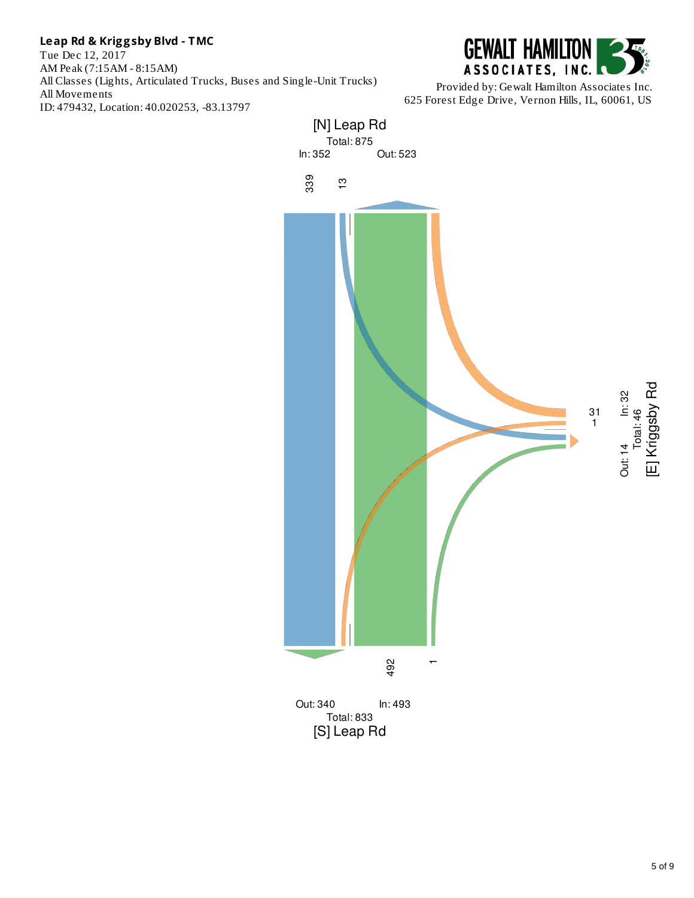**Leap Rd & Kriggsby Blvd - TMC**

Tue Dec 12, 2017
AM Peak (7:15AM - 8:15AM)
All Classes (Lights, Articulated Trucks, Buses and Single-Unit Trucks)
All Movements
ID: 479432, Location: 40.020253, -83.13797

GEWALT HAMILTON ASSOCIATES, INC.

Provided by: Gewalt Hamilton Associates Inc.
625 Forest Edge Drive, Vernon Hills, IL, 60061, US

[N] Leap Rd
Total: 875
In: 352 Out: 523

339 13

31
1

In: 32
Total: 46
Out: 14
[E] Kriggsby Rd

492 1

Out: 340 In: 493
Total: 833
[S] Leap Rd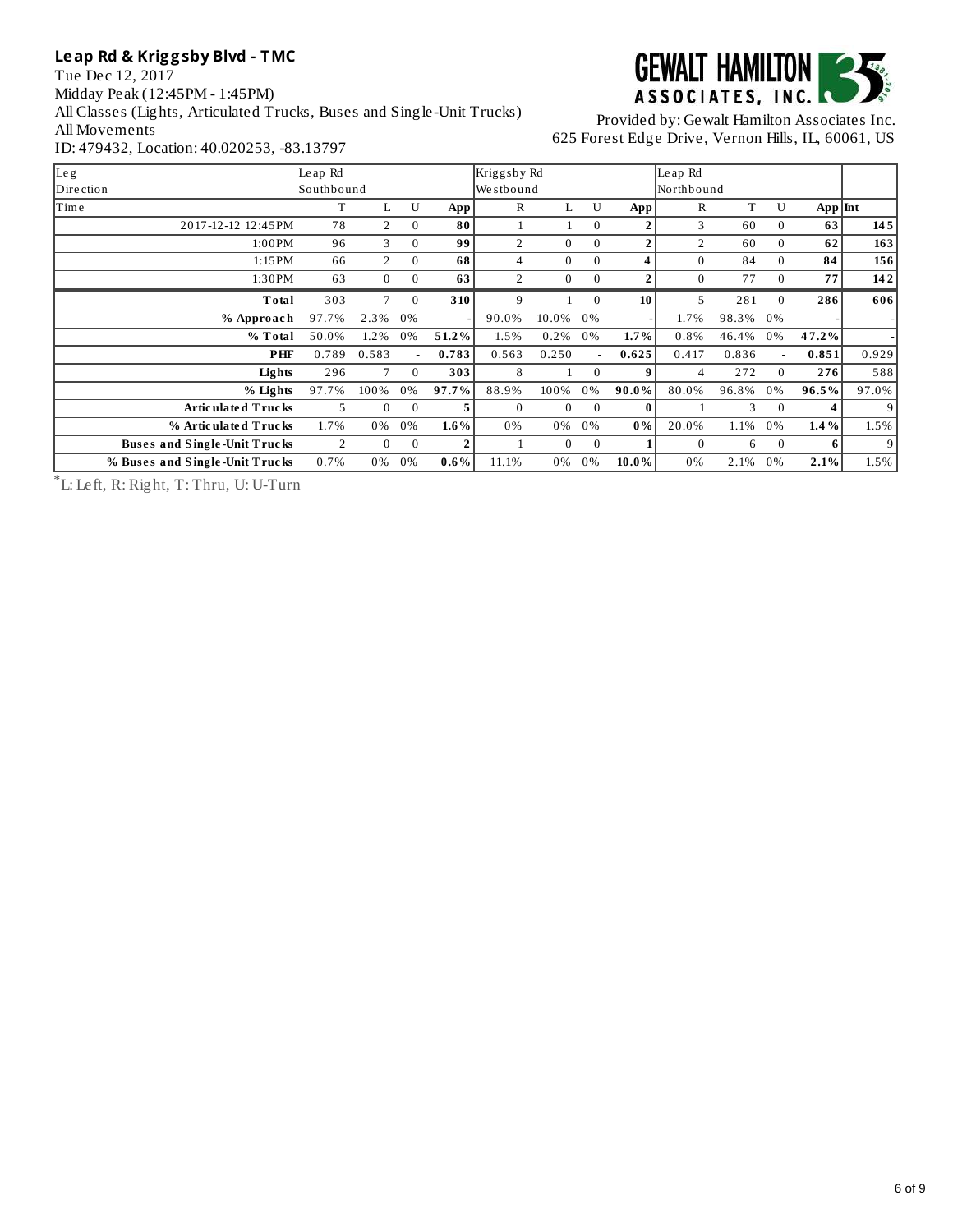**Leap Rd & Kriggsby Blvd - TMC**
Tue Dec 12, 2017
Midday Peak (12:45PM - 1:45PM)
All Classes (Lights, Articulated Trucks, Buses and Single-Unit Trucks)
All Movements
ID: 479432, Location: 40.020253, -83.13797

GEWALT HAMILTON ASSOCIATES, INC.
Provided by: Gewalt Hamilton Associates Inc.
625 Forest Edge Drive, Vernon Hills, IL, 60061, US

| Leg | Leap Rd | | | | Kriggsby Rd | | | | Leap Rd | | | | |
|---|---|---|---|---|---|---|---|---|---|---|---|---|---|
| Direction | Southbound | | | | Westbound | | | | Northbound | | | | |
| Time | T | L | U | App | R | L | U | App | R | T | U | App | Int |
| 2017-12-12 12:45PM | 78 | 2 | 0 | **80** | 1 | 1 | 0 | **2** | 3 | 60 | 0 | **63** | **145** |
| 1:00PM | 96 | 3 | 0 | **99** | 2 | 0 | 0 | **2** | 2 | 60 | 0 | **62** | **163** |
| 1:15PM | 66 | 2 | 0 | **68** | 4 | 0 | 0 | **4** | 0 | 84 | 0 | **84** | **156** |
| 1:30PM | 63 | 0 | 0 | **63** | 2 | 0 | 0 | **2** | 0 | 77 | 0 | **77** | **142** |
| **Total** | 303 | 7 | 0 | **310** | 9 | 1 | 0 | **10** | 5 | 281 | 0 | **286** | **606** |
| **% Approach** | 97.7% | 2.3% | 0% | - | 90.0% | 10.0% | 0% | - | 1.7% | 98.3% | 0% | - | - |
| **% Total** | 50.0% | 1.2% | 0% | **51.2%** | 1.5% | 0.2% | 0% | **1.7%** | 0.8% | 46.4% | 0% | **47.2%** | - |
| **PHF** | 0.789 | 0.583 | - | **0.783** | 0.563 | 0.250 | - | **0.625** | 0.417 | 0.836 | - | **0.851** | 0.929 |
| **Lights** | 296 | 7 | 0 | **303** | 8 | 1 | 0 | **9** | 4 | 272 | 0 | **276** | 588 |
| **% Lights** | 97.7% | 100% | 0% | **97.7%** | 88.9% | 100% | 0% | **90.0%** | 80.0% | 96.8% | 0% | **96.5%** | 97.0% |
| **Articulated Trucks** | 5 | 0 | 0 | **5** | 0 | 0 | 0 | **0** | 1 | 3 | 0 | **4** | 9 |
| **% Articulated Trucks** | 1.7% | 0% | 0% | **1.6%** | 0% | 0% | 0% | **0%** | 20.0% | 1.1% | 0% | **1.4%** | 1.5% |
| **Buses and Single-Unit Trucks** | 2 | 0 | 0 | **2** | 1 | 0 | 0 | **1** | 0 | 6 | 0 | **6** | 9 |
| **% Buses and Single-Unit Trucks** | 0.7% | 0% | 0% | **0.6%** | 11.1% | 0% | 0% | **10.0%** | 0% | 2.1% | 0% | **2.1%** | 1.5% |

*L: Left, R: Right, T: Thru, U: U-Turn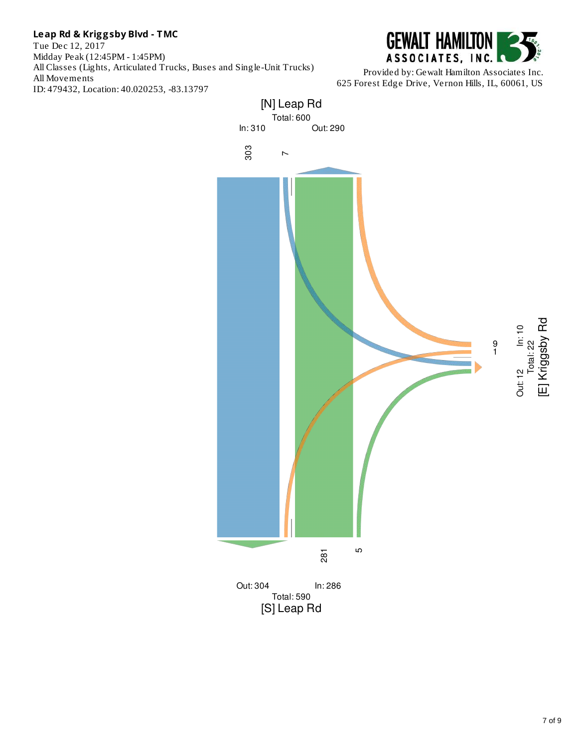**Leap Rd & Kriggsby Blvd - TMC**

Tue Dec 12, 2017
Midday Peak (12:45PM - 1:45PM)
All Classes (Lights, Articulated Trucks, Buses and Single-Unit Trucks)
All Movements
ID: 479432, Location: 40.020253, -83.13797

Provided by: Gewalt Hamilton Associates Inc.
625 Forest Edge Drive, Vernon Hills, IL, 60061, US

[N] Leap Rd
Total: 600
In: 310 Out: 290

303 7

[E] Kriggsby Rd
Total: 22
In: 10 Out: 12

9
1

281 5

Out: 304 In: 286
Total: 590
[S] Leap Rd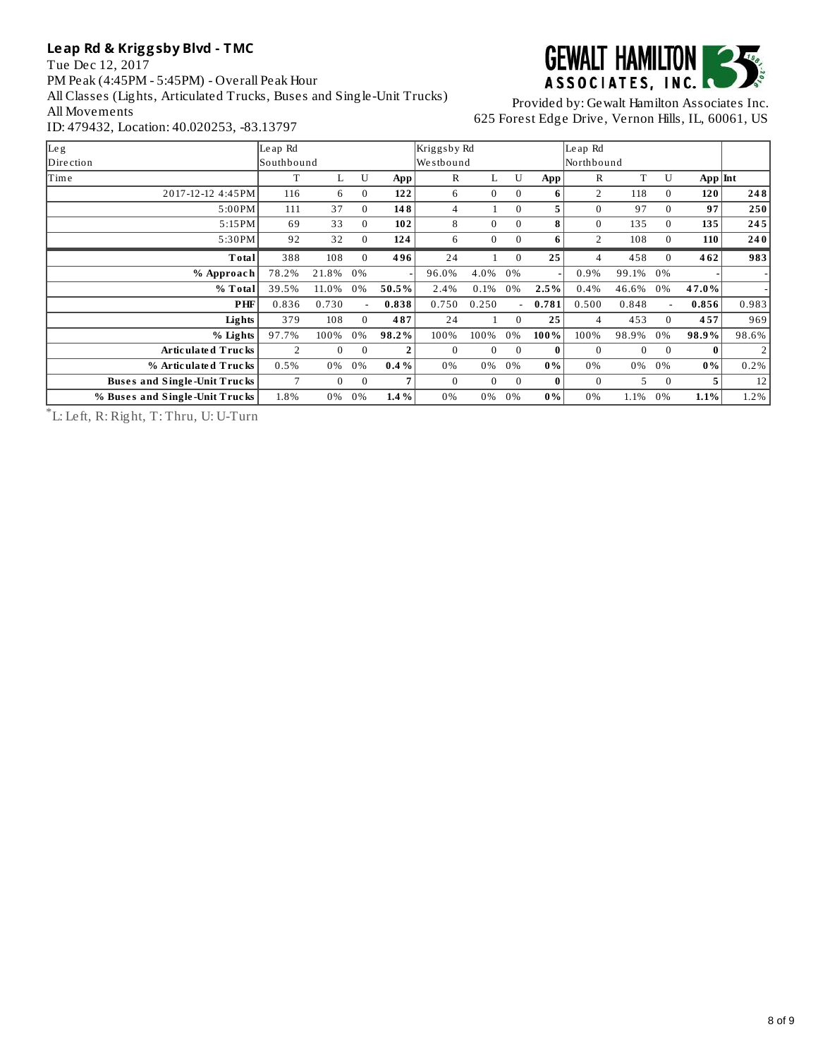**Leap Rd & Kriggsby Blvd - TMC**

Tue Dec 12, 2017
PM Peak (4:45PM - 5:45PM) - Overall Peak Hour
All Classes (Lights, Articulated Trucks, Buses and Single-Unit Trucks)
All Movements
ID: 479432, Location: 40.020253, -83.13797

Provided by: Gewalt Hamilton Associates Inc.
625 Forest Edge Drive, Vernon Hills, IL, 60061, US

| Leg | Leap Rd | | | | Kriggsby Rd | | | | Leap Rd | | | | |
|---|---|---|---|---|---|---|---|---|---|---|---|---|---|
| Direction | Southbound | | | | Westbound | | | | Northbound | | | | |
| Time | T | L | U | App | R | L | U | App | R | T | U | App | Int |
| 2017-12-12 4:45PM | 116 | 6 | 0 | **122** | 6 | 0 | 0 | **6** | 2 | 118 | 0 | **120** | **248** |
| 5:00PM | 111 | 37 | 0 | **148** | 4 | 1 | 0 | **5** | 0 | 97 | 0 | **97** | **250** |
| 5:15PM | 69 | 33 | 0 | **102** | 8 | 0 | 0 | **8** | 0 | 135 | 0 | **135** | **245** |
| 5:30PM | 92 | 32 | 0 | **124** | 6 | 0 | 0 | **6** | 2 | 108 | 0 | **110** | **240** |
| **Total** | 388 | 108 | 0 | **496** | 24 | 1 | 0 | **25** | 4 | 458 | 0 | **462** | **983** |
| **% Approach** | 78.2% | 21.8% | 0% | - | 96.0% | 4.0% | 0% | - | 0.9% | 99.1% | 0% | - | - |
| **% Total** | 39.5% | 11.0% | 0% | **50.5%** | 2.4% | 0.1% | 0% | **2.5%** | 0.4% | 46.6% | 0% | **47.0%** | - |
| **PHF** | 0.836 | 0.730 | - | **0.838** | 0.750 | 0.250 | - | **0.781** | 0.500 | 0.848 | - | **0.856** | 0.983 |
| **Lights** | 379 | 108 | 0 | **487** | 24 | 1 | 0 | **25** | 4 | 453 | 0 | **457** | 969 |
| **% Lights** | 97.7% | 100% | 0% | **98.2%** | 100% | 100% | 0% | **100%** | 100% | 98.9% | 0% | **98.9%** | 98.6% |
| **Articulated Trucks** | 2 | 0 | 0 | **2** | 0 | 0 | 0 | **0** | 0 | 0 | 0 | **0** | 2 |
| **% Articulated Trucks** | 0.5% | 0% | 0% | **0.4%** | 0% | 0% | 0% | **0%** | 0% | 0% | 0% | **0%** | 0.2% |
| **Buses and Single-Unit Trucks** | 7 | 0 | 0 | **7** | 0 | 0 | 0 | **0** | 0 | 5 | 0 | **5** | 12 |
| **% Buses and Single-Unit Trucks** | 1.8% | 0% | 0% | **1.4%** | 0% | 0% | 0% | **0%** | 0% | 1.1% | 0% | **1.1%** | 1.2% |

*L: Left, R: Right, T: Thru, U: U-Turn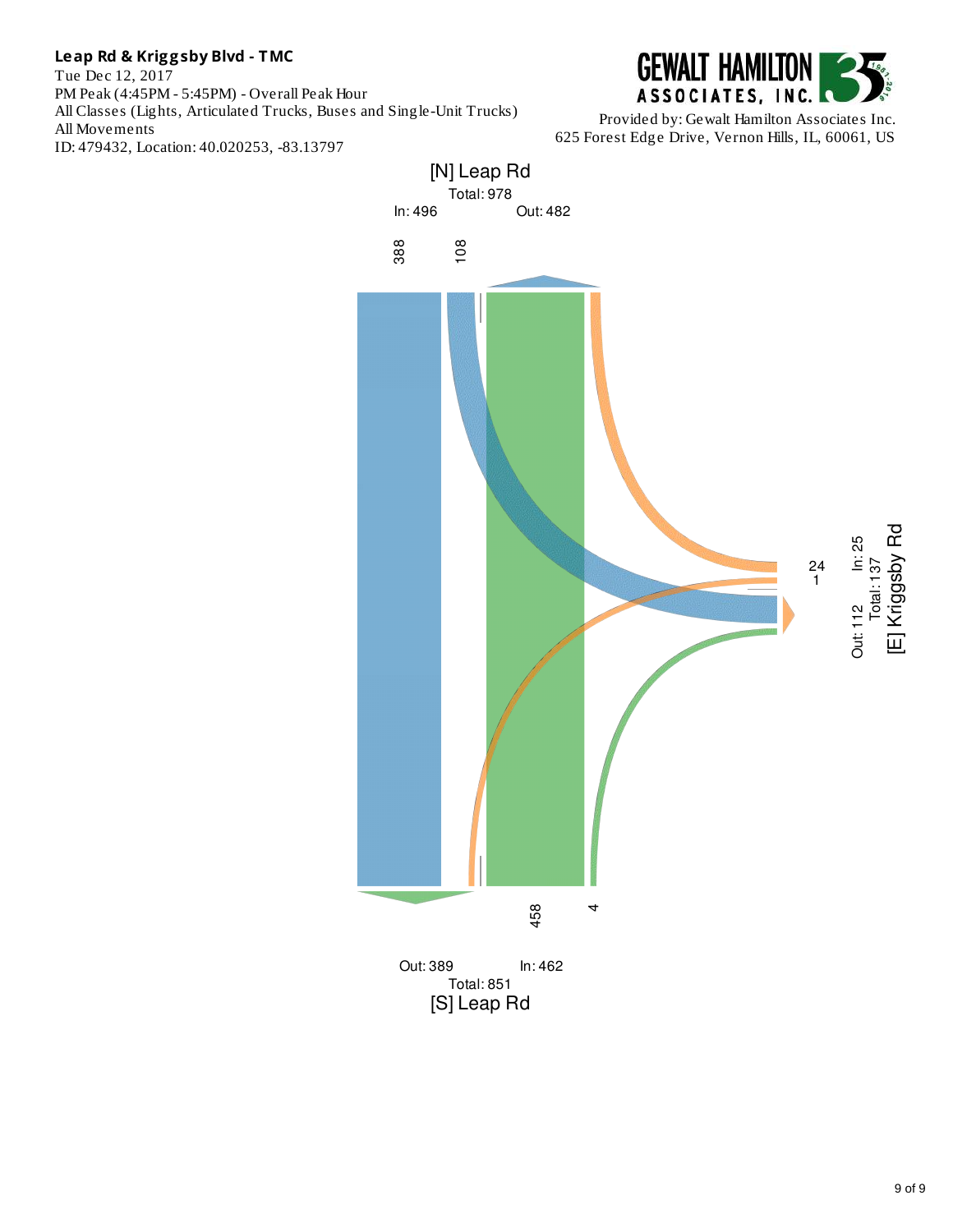**Leap Rd & Kriggsby Blvd - TMC**

Tue Dec 12, 2017
PM Peak (4:45PM - 5:45PM) - Overall Peak Hour
All Classes (Lights, Articulated Trucks, Buses and Single-Unit Trucks)
All Movements
ID: 479432, Location: 40.020253, -83.13797

GEWALT HAMILTON ASSOCIATES, INC.

Provided by: Gewalt Hamilton Associates Inc.
625 Forest Edge Drive, Vernon Hills, IL, 60061, US

[N] Leap Rd
Total: 978
In: 496
Out: 482
388
108

[E] Kriggsby Rd
Total: 137
In: 25
Out: 112
24
1

458
4
Out: 389
In: 462
Total: 851
[S] Leap Rd